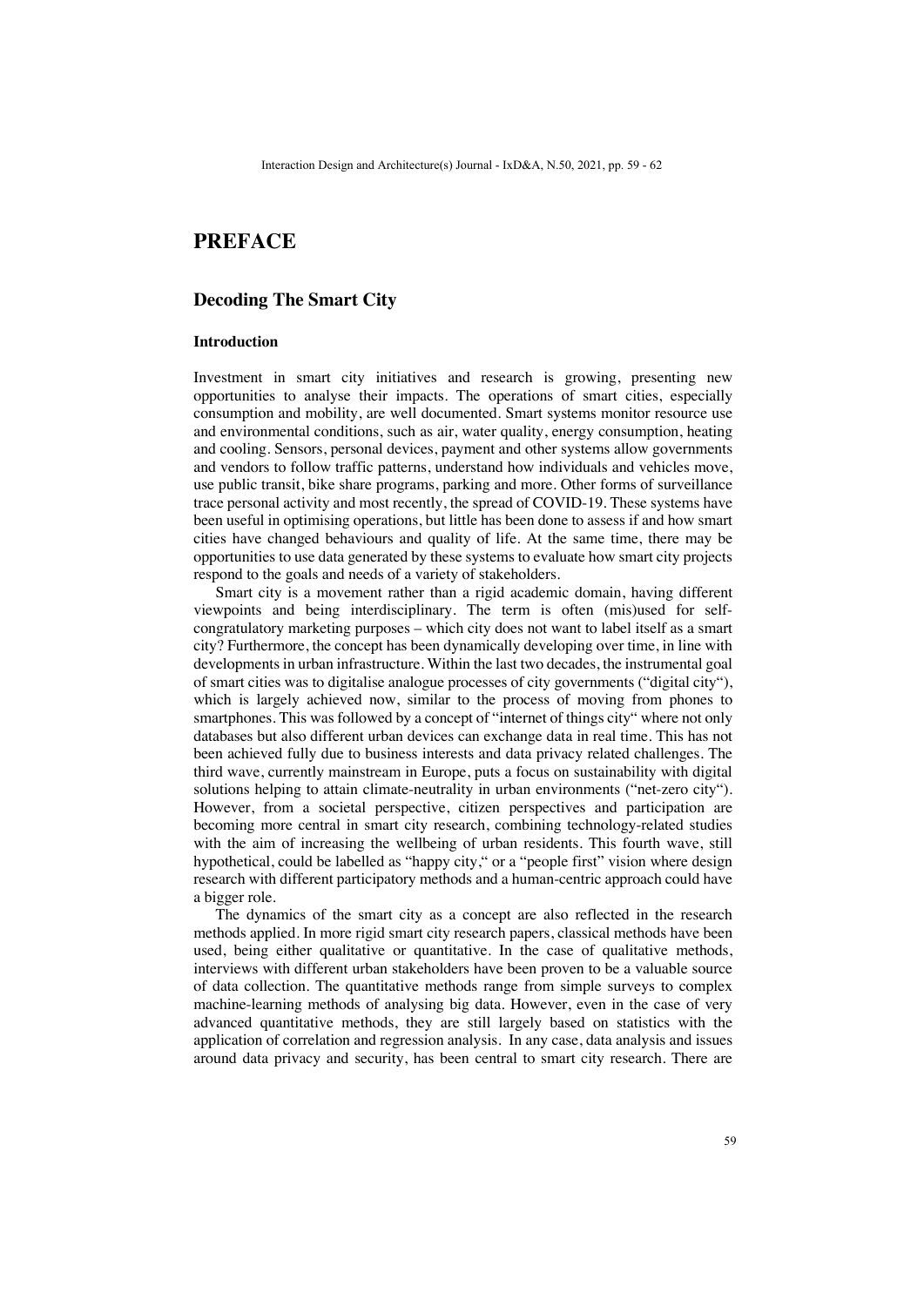# PREFACE

## Decoding The Smart City

### Introduction

Investment in smart city initiatives and research is growing, presenting new opportunities to analyse their impacts. The operations of smart cities, especially consumption and mobility, are well documented. Smart systems monitor resource use and environmental conditions, such as air, water quality, energy consumption, heating and cooling. Sensors, personal devices, payment and other systems allow governments and vendors to follow traffic patterns, understand how individuals and vehicles move, use public transit, bike share programs, parking and more. Other forms of surveillance trace personal activity and most recently, the spread of COVID-19. These systems have been useful in optimising operations, but little has been done to assess if and how smart cities have changed behaviours and quality of life. At the same time, there may be opportunities to use data generated by these systems to evaluate how smart city projects respond to the goals and needs of a variety of stakeholders.

Smart city is a movement rather than a rigid academic domain, having different viewpoints and being interdisciplinary. The term is often (mis)used for self-congratulatory marketing purposes – which city does not want to label itself as a smart city? Furthermore, the concept has been dynamically developing over time, in line with developments in urban infrastructure. Within the last two decades, the instrumental goal of smart cities was to digitalise analogue processes of city governments ("digital city"), which is largely achieved now, similar to the process of moving from phones to smartphones. This was followed by a concept of "internet of things city" where not only databases but also different urban devices can exchange data in real time. This has not been achieved fully due to business interests and data privacy related challenges. The third wave, currently mainstream in Europe, puts a focus on sustainability with digital solutions helping to attain climate-neutrality in urban environments ("net-zero city"). However, from a societal perspective, citizen perspectives and participation are becoming more central in smart city research, combining technology-related studies with the aim of increasing the wellbeing of urban residents. This fourth wave, still hypothetical, could be labelled as "happy city," or a "people first" vision where design research with different participatory methods and a human-centric approach could have a bigger role.

The dynamics of the smart city as a concept are also reflected in the research methods applied. In more rigid smart city research papers, classical methods have been used, being either qualitative or quantitative. In the case of qualitative methods, interviews with different urban stakeholders have been proven to be a valuable source of data collection. The quantitative methods range from simple surveys to complex machine-learning methods of analysing big data. However, even in the case of very advanced quantitative methods, they are still largely based on statistics with the application of correlation and regression analysis. In any case, data analysis and issues around data privacy and security, has been central to smart city research. There are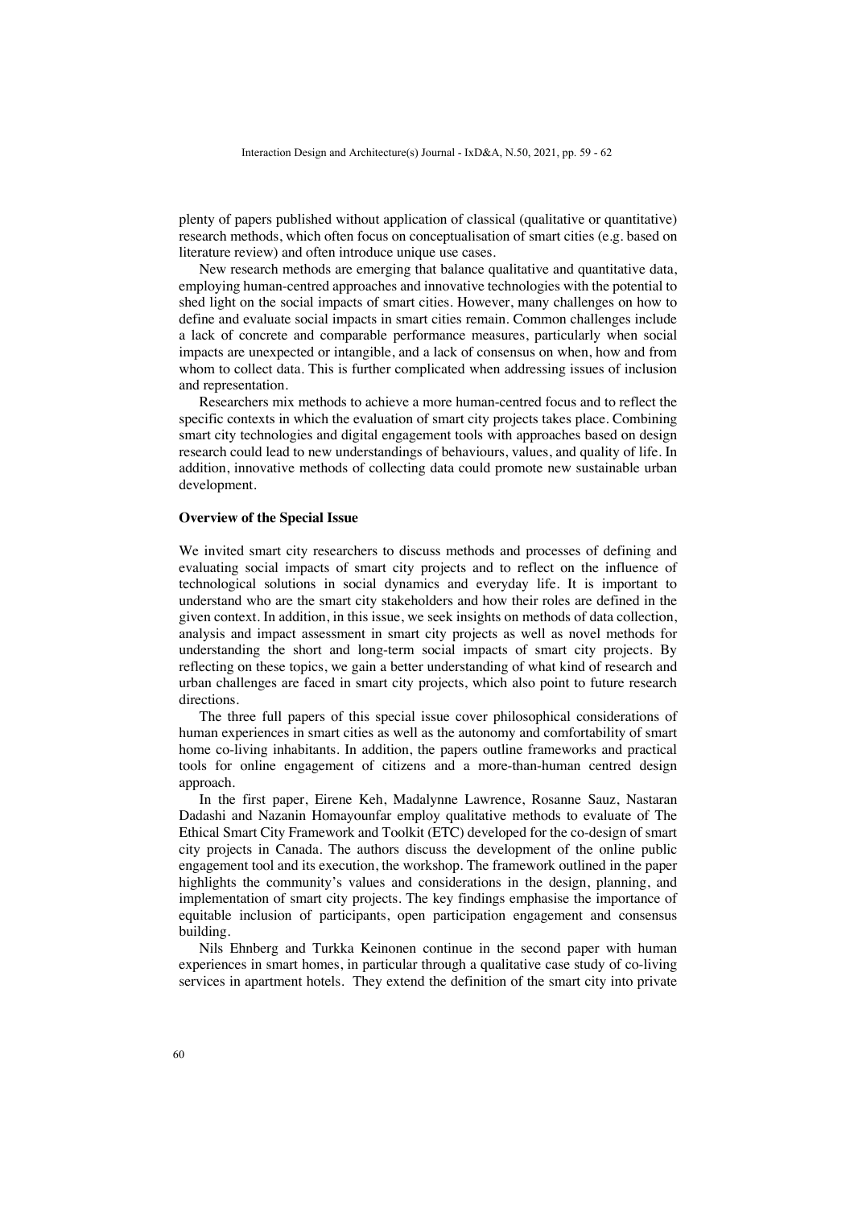plenty of papers published without application of classical (qualitative or quantitative) research methods, which often focus on conceptualisation of smart cities (e.g. based on literature review) and often introduce unique use cases.

New research methods are emerging that balance qualitative and quantitative data, employing human-centred approaches and innovative technologies with the potential to shed light on the social impacts of smart cities. However, many challenges on how to define and evaluate social impacts in smart cities remain. Common challenges include a lack of concrete and comparable performance measures, particularly when social impacts are unexpected or intangible, and a lack of consensus on when, how and from whom to collect data. This is further complicated when addressing issues of inclusion and representation.

Researchers mix methods to achieve a more human-centred focus and to reflect the specific contexts in which the evaluation of smart city projects takes place. Combining smart city technologies and digital engagement tools with approaches based on design research could lead to new understandings of behaviours, values, and quality of life. In addition, innovative methods of collecting data could promote new sustainable urban development.

### Overview of the Special Issue

We invited smart city researchers to discuss methods and processes of defining and evaluating social impacts of smart city projects and to reflect on the influence of technological solutions in social dynamics and everyday life. It is important to understand who are the smart city stakeholders and how their roles are defined in the given context. In addition, in this issue, we seek insights on methods of data collection, analysis and impact assessment in smart city projects as well as novel methods for understanding the short and long-term social impacts of smart city projects. By reflecting on these topics, we gain a better understanding of what kind of research and urban challenges are faced in smart city projects, which also point to future research directions.

The three full papers of this special issue cover philosophical considerations of human experiences in smart cities as well as the autonomy and comfortability of smart home co-living inhabitants. In addition, the papers outline frameworks and practical tools for online engagement of citizens and a more-than-human centred design approach.

In the first paper, Eirene Keh, Madalynne Lawrence, Rosanne Sauz, Nastaran Dadashi and Nazanin Homayounfar employ qualitative methods to evaluate of The Ethical Smart City Framework and Toolkit (ETC) developed for the co-design of smart city projects in Canada. The authors discuss the development of the online public engagement tool and its execution, the workshop. The framework outlined in the paper highlights the community's values and considerations in the design, planning, and implementation of smart city projects. The key findings emphasise the importance of equitable inclusion of participants, open participation engagement and consensus building.

Nils Ehnberg and Turkka Keinonen continue in the second paper with human experiences in smart homes, in particular through a qualitative case study of co-living services in apartment hotels. They extend the definition of the smart city into private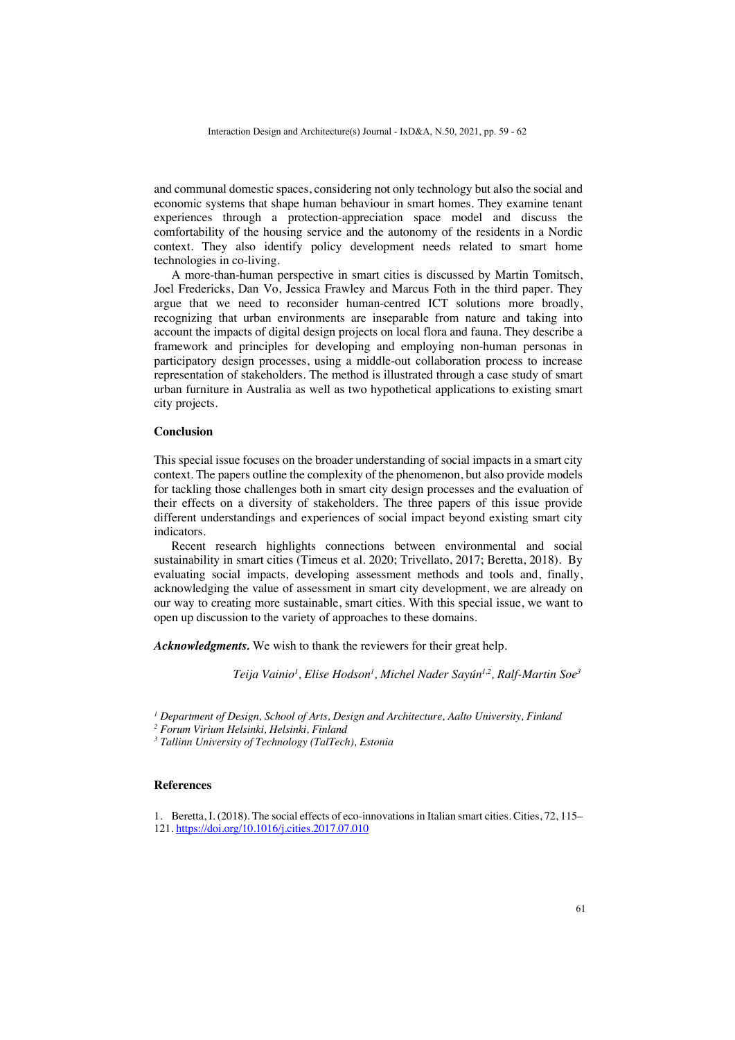and communal domestic spaces, considering not only technology but also the social and economic systems that shape human behaviour in smart homes. They examine tenant experiences through a protection-appreciation space model and discuss the comfortability of the housing service and the autonomy of the residents in a Nordic context. They also identify policy development needs related to smart home technologies in co-living.

A more-than-human perspective in smart cities is discussed by Martin Tomitsch, Joel Fredericks, Dan Vo, Jessica Frawley and Marcus Foth in the third paper. They argue that we need to reconsider human-centred ICT solutions more broadly, recognizing that urban environments are inseparable from nature and taking into account the impacts of digital design projects on local flora and fauna. They describe a framework and principles for developing and employing non-human personas in participatory design processes, using a middle-out collaboration process to increase representation of stakeholders. The method is illustrated through a case study of smart urban furniture in Australia as well as two hypothetical applications to existing smart city projects.

## Conclusion

This special issue focuses on the broader understanding of social impacts in a smart city context. The papers outline the complexity of the phenomenon, but also provide models for tackling those challenges both in smart city design processes and the evaluation of their effects on a diversity of stakeholders. The three papers of this issue provide different understandings and experiences of social impact beyond existing smart city indicators.

Recent research highlights connections between environmental and social sustainability in smart cities (Timeus et al. 2020; Trivellato, 2017; Beretta, 2018). By evaluating social impacts, developing assessment methods and tools and, finally, acknowledging the value of assessment in smart city development, we are already on our way to creating more sustainable, smart cities. With this special issue, we want to open up discussion to the variety of approaches to these domains.

***Acknowledgments.*** We wish to thank the reviewers for their great help.

*Teija Vainio[1], Elise Hodson[1], Michel Nader Sayún[1,2], Ralf-Martin Soe[3]*

[1] *Department of Design, School of Arts, Design and Architecture, Aalto University, Finland*

[2] *Forum Virium Helsinki, Helsinki, Finland*

[3] *Tallinn University of Technology (TalTech), Estonia*

## References

1. Beretta, I. (2018). The social effects of eco-innovations in Italian smart cities. Cities, 72, 115–121. https://doi.org/10.1016/j.cities.2017.07.010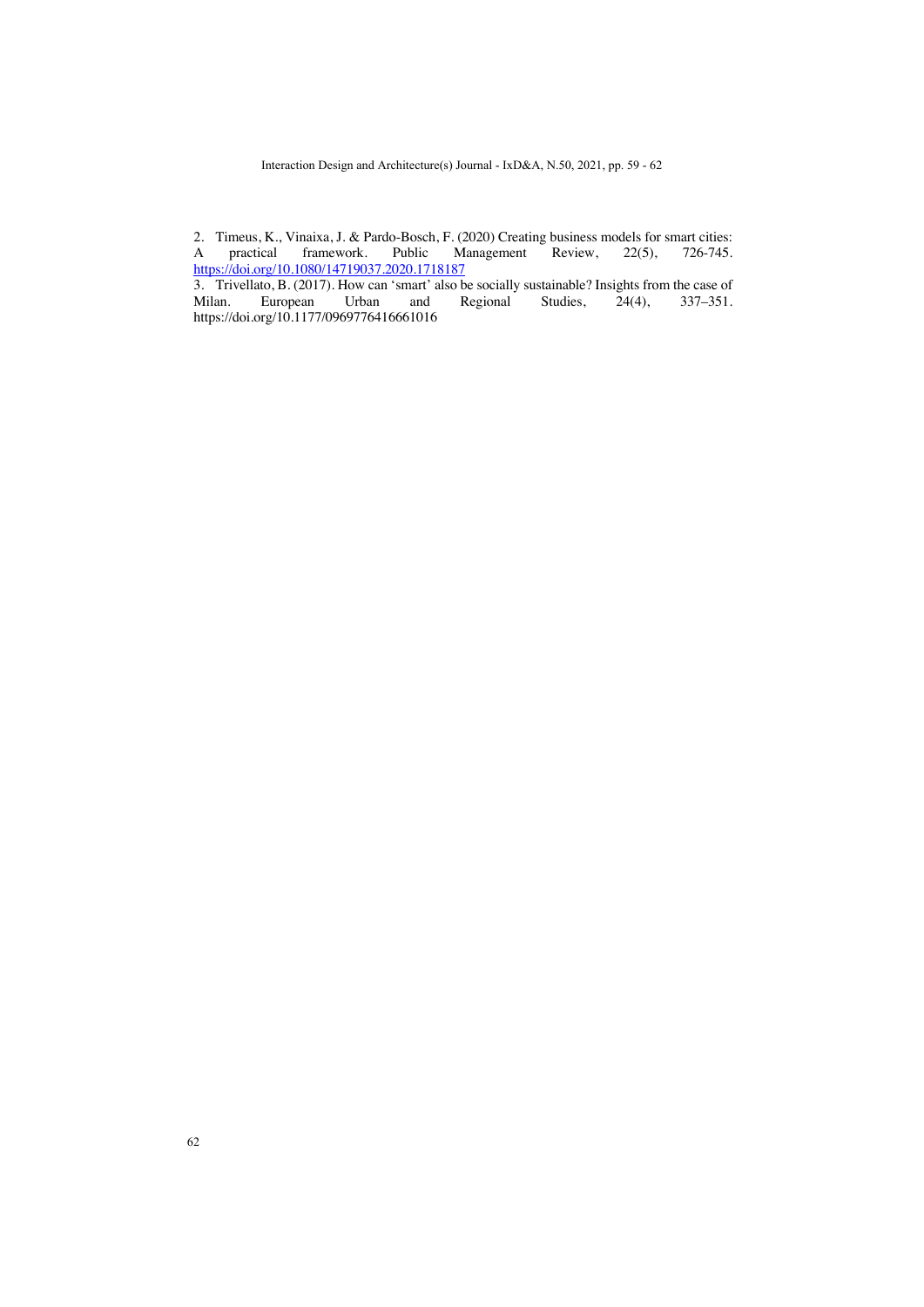2. Timeus, K., Vinaixa, J. & Pardo-Bosch, F. (2020) Creating business models for smart cities: A practical framework. Public Management Review, 22(5), 726-745. https://doi.org/10.1080/14719037.2020.1718187

3. Trivellato, B. (2017). How can 'smart' also be socially sustainable? Insights from the case of Milan. European Urban and Regional Studies, 24(4), 337–351. https://doi.org/10.1177/0969776416661016